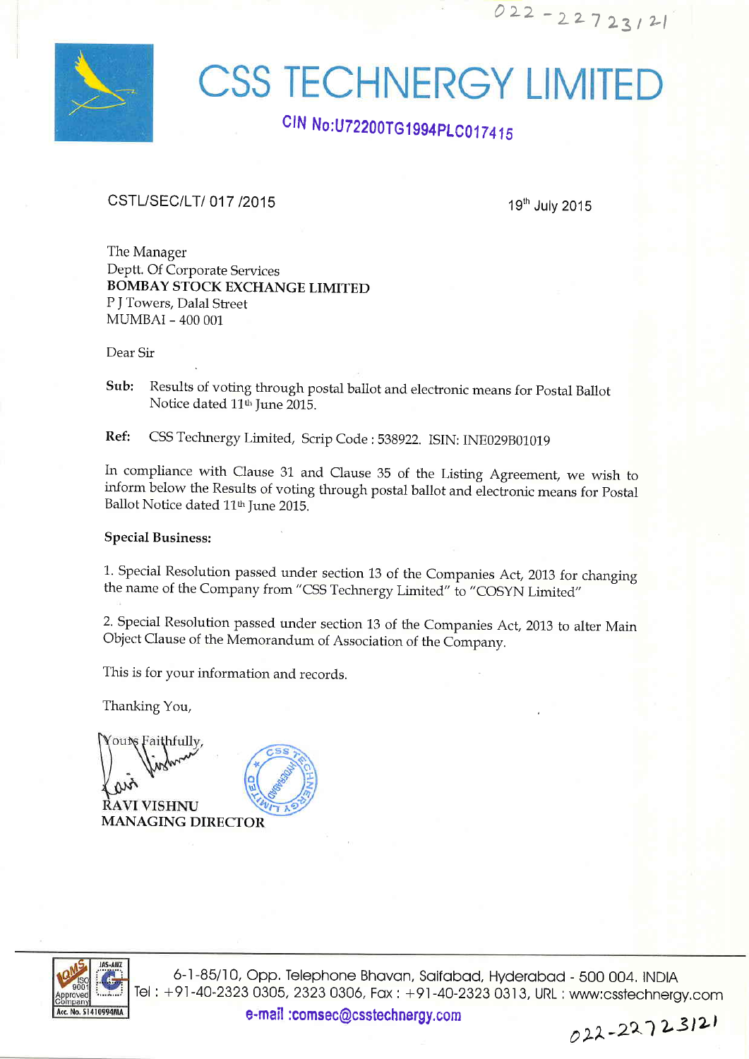022-22723121

# CSS TECHNERGY LIMITED

**CIN No:U72200TG1994PLC017415**

CSTL/SEC/LT/ 017 /2015

19th July 2015

The Manager
Deptt. Of Corporate Services
**BOMBAY STOCK EXCHANGE LIMITED**
P J Towers, Dalal Street
MUMBAI - 400 001

Dear Sir

**Sub:** Results of voting through postal ballot and electronic means for Postal Ballot Notice dated 11th June 2015.

**Ref:** CSS Technergy Limited, Scrip Code : 538922. ISIN: INE029B01019

In compliance with Clause 31 and Clause 35 of the Listing Agreement, we wish to inform below the Results of voting through postal ballot and electronic means for Postal Ballot Notice dated 11th June 2015.

**Special Business:**

1. Special Resolution passed under section 13 of the Companies Act, 2013 for changing the name of the Company from "CSS Technergy Limited" to "COSYN Limited"

2. Special Resolution passed under section 13 of the Companies Act, 2013 to alter Main Object Clause of the Memorandum of Association of the Company.

This is for your information and records.

Thanking You,

Yours Faithfully,

**RAVI VISHNU**
**MANAGING DIRECTOR**

6-1-85/10, Opp. Telephone Bhavan, Saifabad, Hyderabad - 500 004. INDIA
Tel : +91-40-2323 0305, 2323 0306, Fax : +91-40-2323 0313, URL : www:csstechnergy.com
e-mail :comsec@csstechnergy.com

022-22723121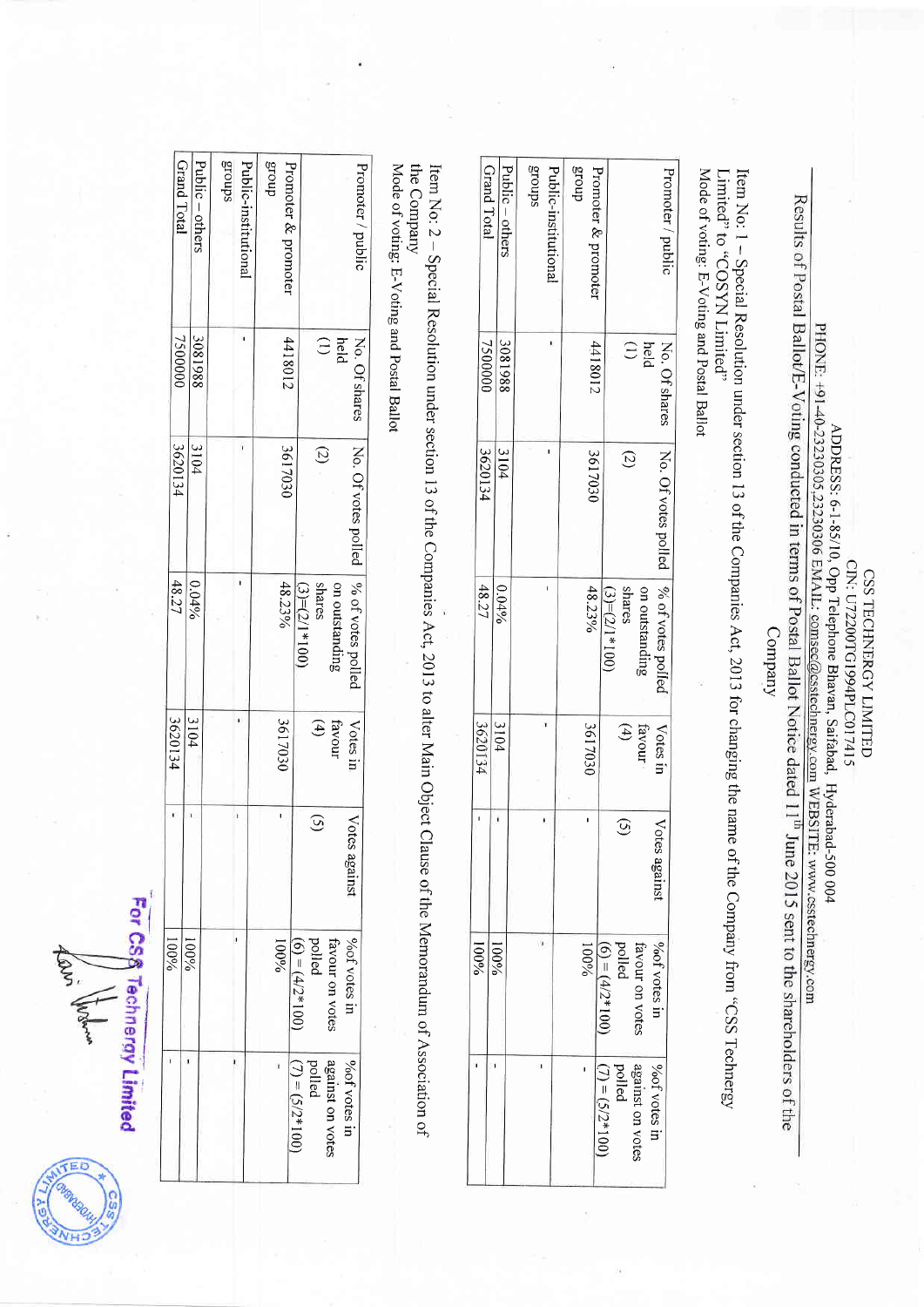# CSS TECHNERGY LIMITED

CIN: U72200TG1994PLC017415

ADDRESS: 6-1-85/10, Opp Telephone Bhavan, Saifabad, Hyderabad-500 004

PHONE: +91-40-23230305,23230306 EMAIL: comsec@csstechnergy.com WEBSITE: www.csstechnergy.com

## Results of Postal Ballot/E-Voting conducted in terms of Postal Ballot Notice dated 11th June 2015 sent to the shareholders of the Company

Item No: 1 – Special Resolution under section 13 of the Companies Act, 2013 for changing the name of the Company from "CSS Technergy Limited" to "COSYN Limited"

Mode of voting: E-Voting and Postal Ballot

| Promoter / public | No. Of shares held (1) | No. Of votes polled (2) | % of votes polled on outstanding shares (3)=(2/1*100) | Votes in favour (4) | Votes against (5) | %of votes in favour on votes polled (6) = (4/2*100) | %of votes in against on votes polled (7) = (5/2*100) |
|---|---|---|---|---|---|---|---|
| Promoter & promoter group | 4418012 | 3617030 | 48.23% | 3617030 | - | 100% | - |
| Public-institutional groups | - | - | - | - | - | - | - |
| Public – others | 3081988 | 3104 | 0.04% | 3104 | - | 100% | - |
| Grand Total | 7500000 | 3620134 | 48.27 | 3620134 | - | 100% | - |

Item No: 2 – Special Resolution under section 13 of the Companies Act, 2013 to alter Main Object Clause of the Memorandum of Association of the Company

Mode of voting: E-Voting and Postal Ballot

| Promoter / public | No. Of shares held (1) | No. Of votes polled (2) | % of votes polled on outstanding shares (3)=(2/1*100) | Votes in favour (4) | Votes against (5) | %of votes in favour on votes polled (6) = (4/2*100) | %of votes in against on votes polled (7) = (5/2*100) |
|---|---|---|---|---|---|---|---|
| Promoter & promoter group | 4418012 | 3617030 | 48.23% | 3617030 | - | 100% | - |
| Public-institutional groups | - | - | - | - | - | - | - |
| Public – others | 3081988 | 3104 | 0.04% | 3104 | - | 100% | - |
| Grand Total | 7500000 | 3620134 | 48.27 | 3620134 | - | 100% | - |

For CSS Technergy Limited